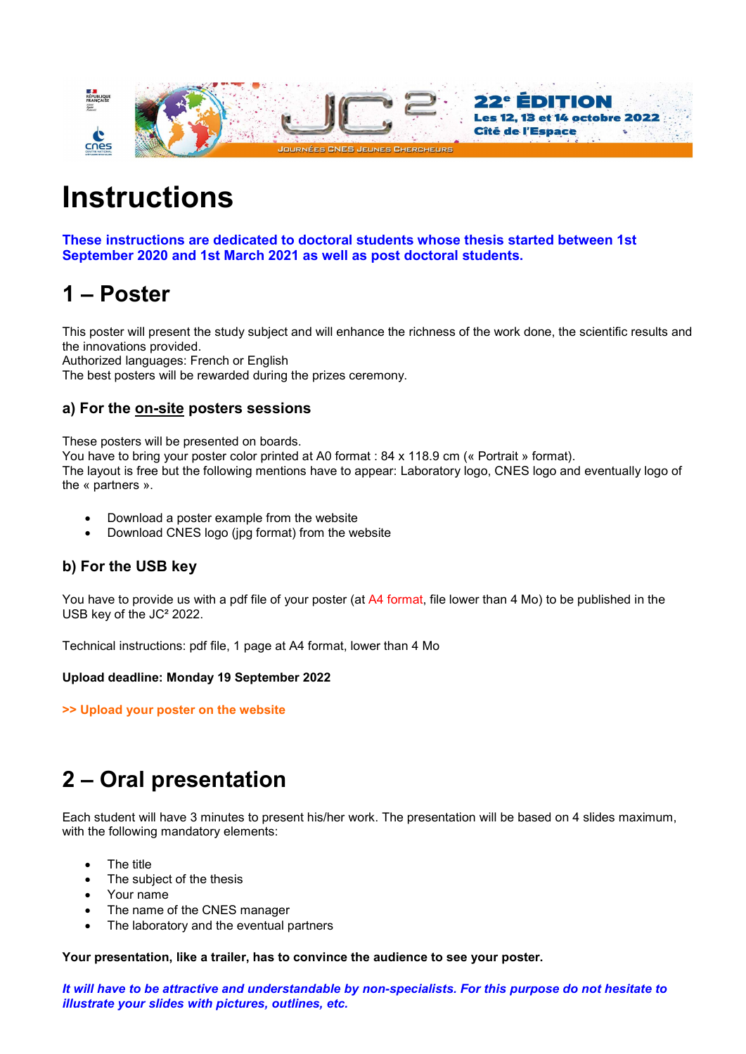# Instructions

**These instructions are dedicated to doctoral students whose thesis started between 1st September 2020 and 1st March 2021 as well as post doctoral students.**

## 1 – Poster

This poster will present the study subject and will enhance the richness of the work done, the scientific results and the innovations provided.
Authorized languages: French or English
The best posters will be rewarded during the prizes ceremony.

### a) For the on-site posters sessions

These posters will be presented on boards.
You have to bring your poster color printed at A0 format : 84 x 118.9 cm (« Portrait » format).
The layout is free but the following mentions have to appear: Laboratory logo, CNES logo and eventually logo of the « partners ».

- Download a poster example from the website
- Download CNES logo (jpg format) from the website

### b) For the USB key

You have to provide us with a pdf file of your poster (at A4 format, file lower than 4 Mo) to be published in the USB key of the JC² 2022.

Technical instructions: pdf file, 1 page at A4 format, lower than 4 Mo

**Upload deadline: Monday 19 September 2022**

**>> Upload your poster on the website**

## 2 – Oral presentation

Each student will have 3 minutes to present his/her work. The presentation will be based on 4 slides maximum, with the following mandatory elements:

- The title
- The subject of the thesis
- Your name
- The name of the CNES manager
- The laboratory and the eventual partners

**Your presentation, like a trailer, has to convince the audience to see your poster.**

***It will have to be attractive and understandable by non-specialists. For this purpose do not hesitate to illustrate your slides with pictures, outlines, etc.***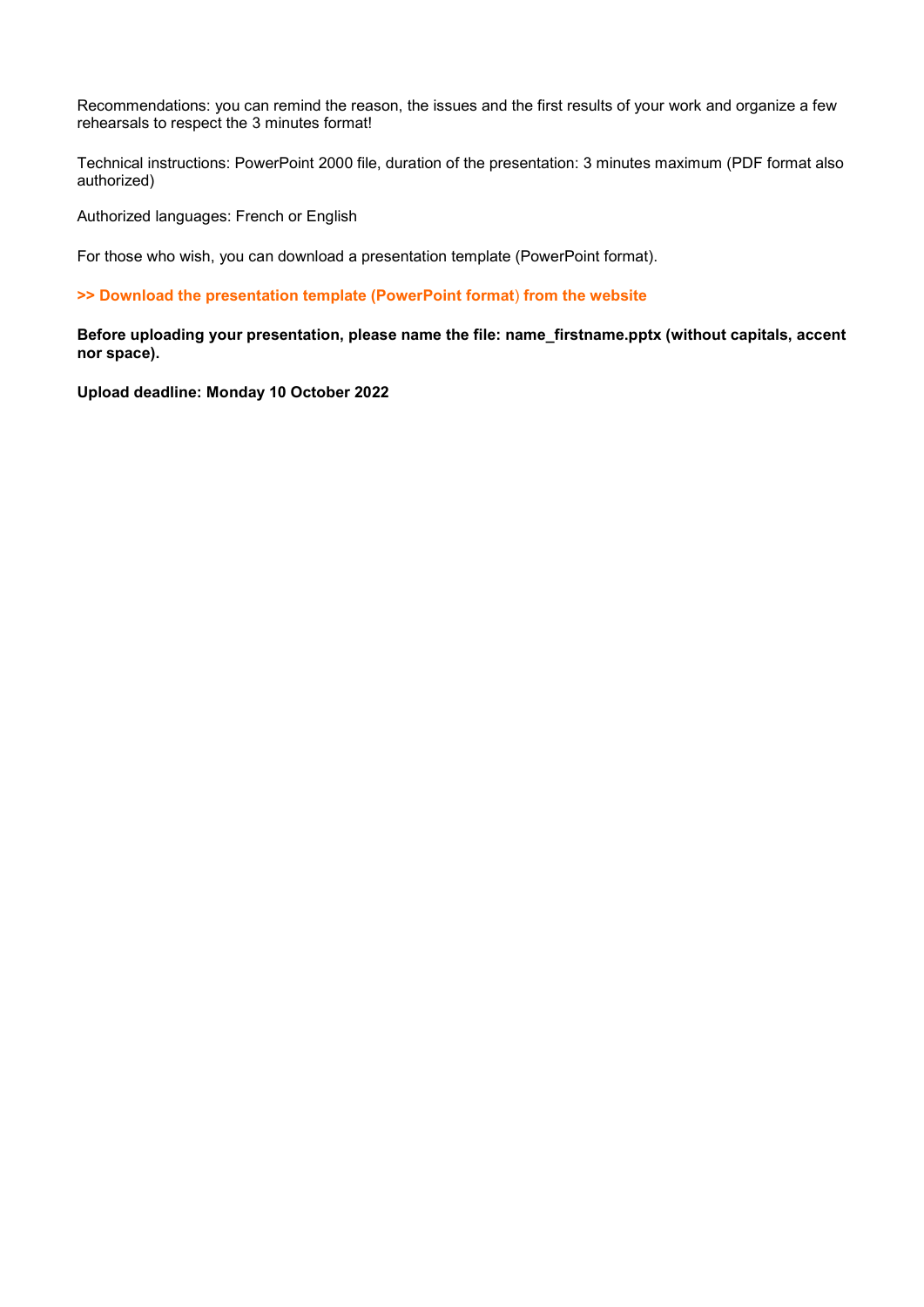Recommendations: you can remind the reason, the issues and the first results of your work and organize a few rehearsals to respect the 3 minutes format!

Technical instructions: PowerPoint 2000 file, duration of the presentation: 3 minutes maximum (PDF format also authorized)

Authorized languages: French or English

For those who wish, you can download a presentation template (PowerPoint format).

**>> Download the presentation template (PowerPoint format) from the website**

**Before uploading your presentation, please name the file: name_firstname.pptx (without capitals, accent nor space).**

**Upload deadline: Monday 10 October 2022**